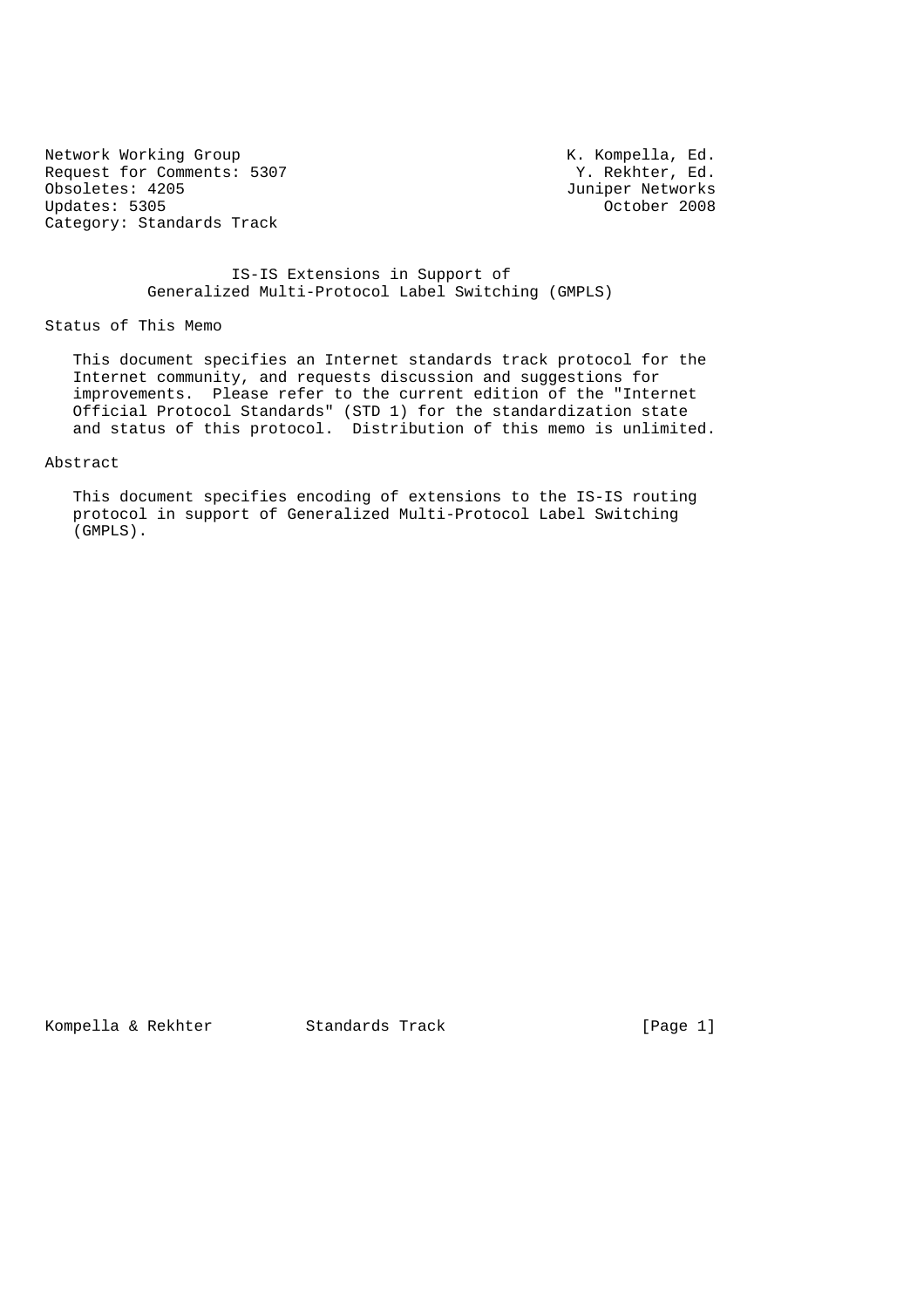Network Working Group K. Kompella, Ed.
Request for Comments: 5307 Y. Rekhter, Ed.
Obsoletes: 4205 Juniper Networks
Updates: 5305 October 2008
Category: Standards Track

# IS-IS Extensions in Support of Generalized Multi-Protocol Label Switching (GMPLS)

## Status of This Memo

This document specifies an Internet standards track protocol for the Internet community, and requests discussion and suggestions for improvements. Please refer to the current edition of the "Internet Official Protocol Standards" (STD 1) for the standardization state and status of this protocol. Distribution of this memo is unlimited.

## Abstract

This document specifies encoding of extensions to the IS-IS routing protocol in support of Generalized Multi-Protocol Label Switching (GMPLS).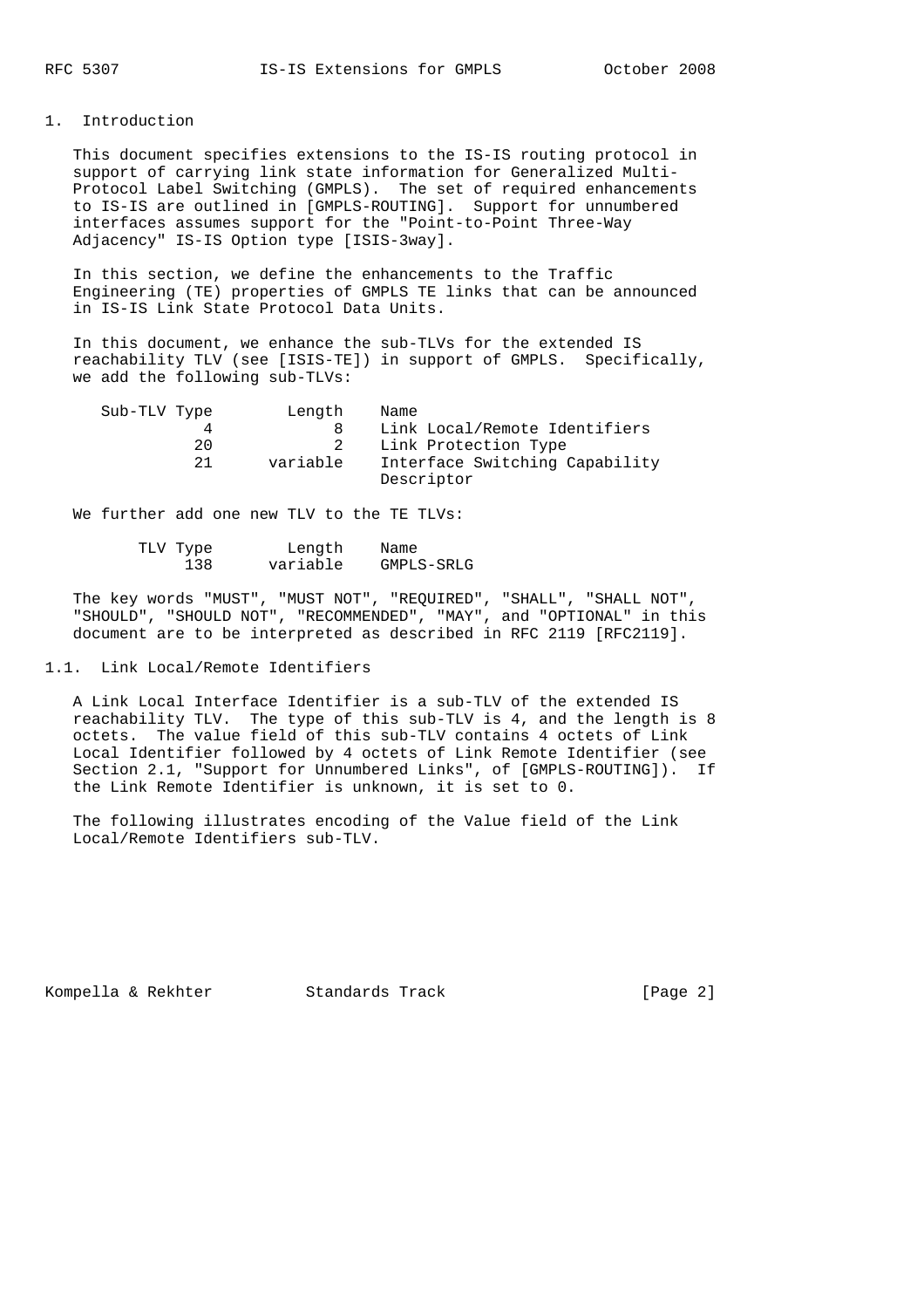## 1. Introduction

This document specifies extensions to the IS-IS routing protocol in support of carrying link state information for Generalized Multi-Protocol Label Switching (GMPLS). The set of required enhancements to IS-IS are outlined in [GMPLS-ROUTING]. Support for unnumbered interfaces assumes support for the "Point-to-Point Three-Way Adjacency" IS-IS Option type [ISIS-3way].

In this section, we define the enhancements to the Traffic Engineering (TE) properties of GMPLS TE links that can be announced in IS-IS Link State Protocol Data Units.

In this document, we enhance the sub-TLVs for the extended IS reachability TLV (see [ISIS-TE]) in support of GMPLS. Specifically, we add the following sub-TLVs:

| Sub-TLV Type | Length | Name |
|---|---|---|
| 4 | 8 | Link Local/Remote Identifiers |
| 20 | 2 | Link Protection Type |
| 21 | variable | Interface Switching Capability Descriptor |

We further add one new TLV to the TE TLVs:

| TLV Type | Length | Name |
|---|---|---|
| 138 | variable | GMPLS-SRLG |

The key words "MUST", "MUST NOT", "REQUIRED", "SHALL", "SHALL NOT", "SHOULD", "SHOULD NOT", "RECOMMENDED", "MAY", and "OPTIONAL" in this document are to be interpreted as described in RFC 2119 [RFC2119].

### 1.1. Link Local/Remote Identifiers

A Link Local Interface Identifier is a sub-TLV of the extended IS reachability TLV. The type of this sub-TLV is 4, and the length is 8 octets. The value field of this sub-TLV contains 4 octets of Link Local Identifier followed by 4 octets of Link Remote Identifier (see Section 2.1, "Support for Unnumbered Links", of [GMPLS-ROUTING]). If the Link Remote Identifier is unknown, it is set to 0.

The following illustrates encoding of the Value field of the Link Local/Remote Identifiers sub-TLV.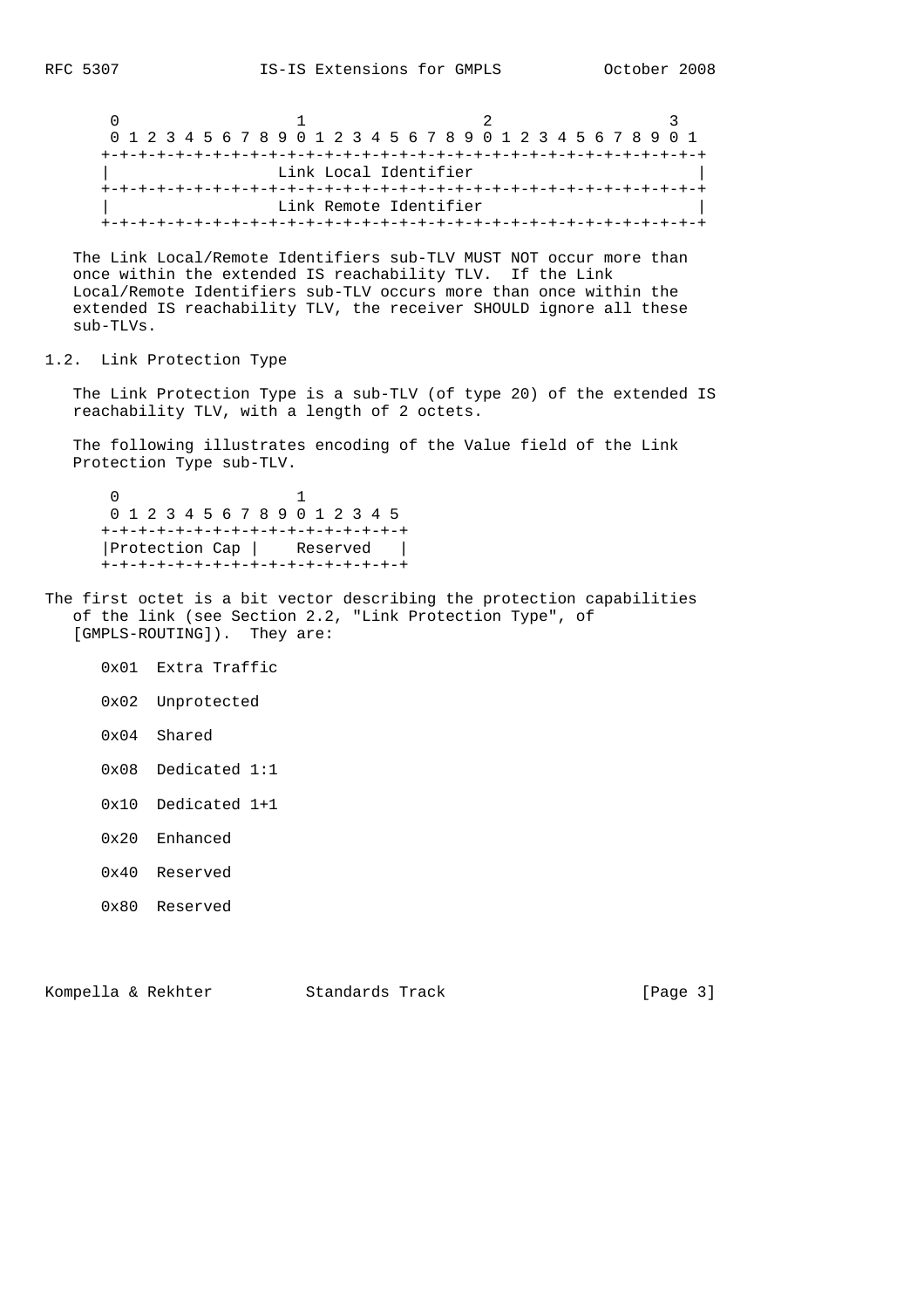```
 0                   1                   2                   3
 0 1 2 3 4 5 6 7 8 9 0 1 2 3 4 5 6 7 8 9 0 1 2 3 4 5 6 7 8 9 0 1
+-+-+-+-+-+-+-+-+-+-+-+-+-+-+-+-+-+-+-+-+-+-+-+-+-+-+-+-+-+-+-+-+
|                  Link Local Identifier                        |
+-+-+-+-+-+-+-+-+-+-+-+-+-+-+-+-+-+-+-+-+-+-+-+-+-+-+-+-+-+-+-+-+
|                  Link Remote Identifier                       |
+-+-+-+-+-+-+-+-+-+-+-+-+-+-+-+-+-+-+-+-+-+-+-+-+-+-+-+-+-+-+-+-+
```

The Link Local/Remote Identifiers sub-TLV MUST NOT occur more than once within the extended IS reachability TLV. If the Link Local/Remote Identifiers sub-TLV occurs more than once within the extended IS reachability TLV, the receiver SHOULD ignore all these sub-TLVs.

## 1.2. Link Protection Type

The Link Protection Type is a sub-TLV (of type 20) of the extended IS reachability TLV, with a length of 2 octets.

The following illustrates encoding of the Value field of the Link Protection Type sub-TLV.

```
 0                   1
 0 1 2 3 4 5 6 7 8 9 0 1 2 3 4 5
+-+-+-+-+-+-+-+-+-+-+-+-+-+-+-+-+
|Protection Cap |    Reserved   |
+-+-+-+-+-+-+-+-+-+-+-+-+-+-+-+-+
```

The first octet is a bit vector describing the protection capabilities of the link (see Section 2.2, "Link Protection Type", of [GMPLS-ROUTING]). They are:

0x01 Extra Traffic

0x02 Unprotected

0x04 Shared

0x08 Dedicated 1:1

0x10 Dedicated 1+1

0x20 Enhanced

0x40 Reserved

0x80 Reserved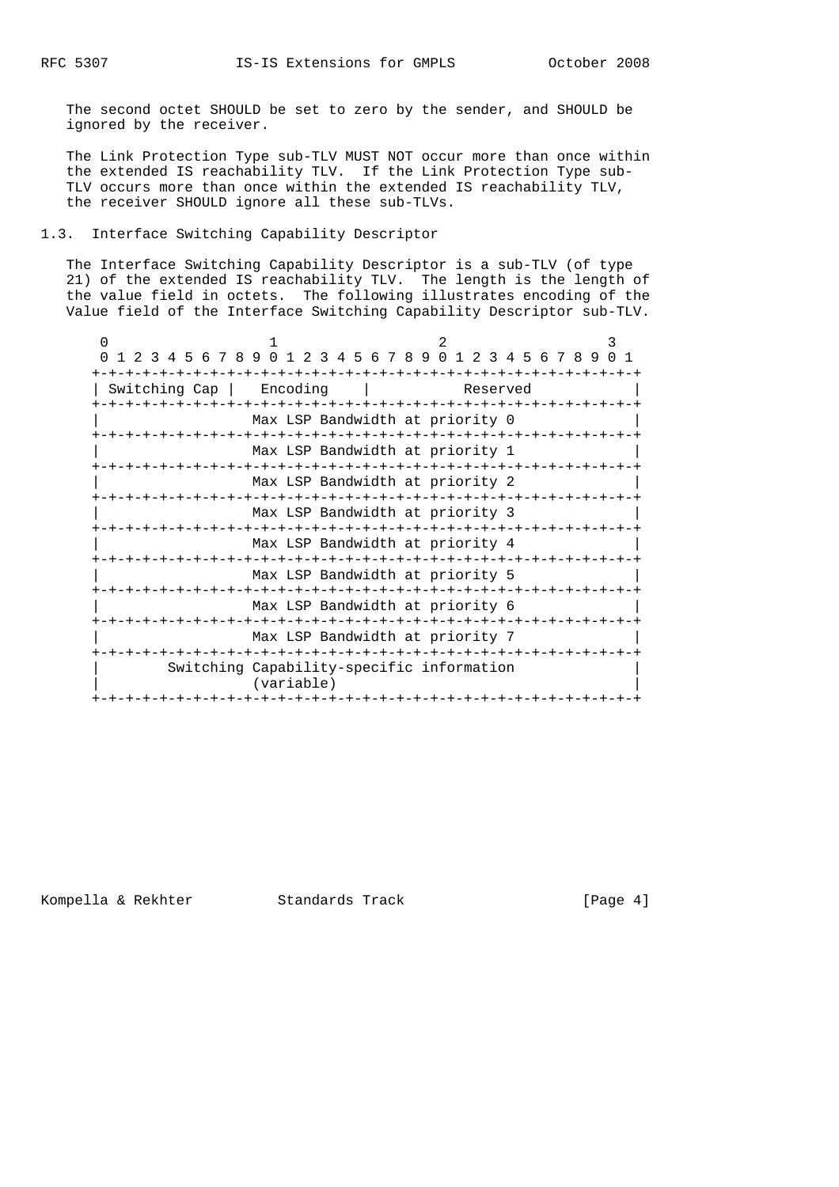The second octet SHOULD be set to zero by the sender, and SHOULD be ignored by the receiver.

The Link Protection Type sub-TLV MUST NOT occur more than once within the extended IS reachability TLV. If the Link Protection Type sub-TLV occurs more than once within the extended IS reachability TLV, the receiver SHOULD ignore all these sub-TLVs.

## 1.3. Interface Switching Capability Descriptor

The Interface Switching Capability Descriptor is a sub-TLV (of type 21) of the extended IS reachability TLV. The length is the length of the value field in octets. The following illustrates encoding of the Value field of the Interface Switching Capability Descriptor sub-TLV.

```
 0                   1                   2                   3
 0 1 2 3 4 5 6 7 8 9 0 1 2 3 4 5 6 7 8 9 0 1 2 3 4 5 6 7 8 9 0 1
+-+-+-+-+-+-+-+-+-+-+-+-+-+-+-+-+-+-+-+-+-+-+-+-+-+-+-+-+-+-+-+-+
| Switching Cap |   Encoding    |           Reserved            |
+-+-+-+-+-+-+-+-+-+-+-+-+-+-+-+-+-+-+-+-+-+-+-+-+-+-+-+-+-+-+-+-+
|                 Max LSP Bandwidth at priority 0               |
+-+-+-+-+-+-+-+-+-+-+-+-+-+-+-+-+-+-+-+-+-+-+-+-+-+-+-+-+-+-+-+-+
|                 Max LSP Bandwidth at priority 1               |
+-+-+-+-+-+-+-+-+-+-+-+-+-+-+-+-+-+-+-+-+-+-+-+-+-+-+-+-+-+-+-+-+
|                 Max LSP Bandwidth at priority 2               |
+-+-+-+-+-+-+-+-+-+-+-+-+-+-+-+-+-+-+-+-+-+-+-+-+-+-+-+-+-+-+-+-+
|                 Max LSP Bandwidth at priority 3               |
+-+-+-+-+-+-+-+-+-+-+-+-+-+-+-+-+-+-+-+-+-+-+-+-+-+-+-+-+-+-+-+-+
|                 Max LSP Bandwidth at priority 4               |
+-+-+-+-+-+-+-+-+-+-+-+-+-+-+-+-+-+-+-+-+-+-+-+-+-+-+-+-+-+-+-+-+
|                 Max LSP Bandwidth at priority 5               |
+-+-+-+-+-+-+-+-+-+-+-+-+-+-+-+-+-+-+-+-+-+-+-+-+-+-+-+-+-+-+-+-+
|                 Max LSP Bandwidth at priority 6               |
+-+-+-+-+-+-+-+-+-+-+-+-+-+-+-+-+-+-+-+-+-+-+-+-+-+-+-+-+-+-+-+-+
|                 Max LSP Bandwidth at priority 7               |
+-+-+-+-+-+-+-+-+-+-+-+-+-+-+-+-+-+-+-+-+-+-+-+-+-+-+-+-+-+-+-+-+
|        Switching Capability-specific information              |
|                  (variable)                                   |
+-+-+-+-+-+-+-+-+-+-+-+-+-+-+-+-+-+-+-+-+-+-+-+-+-+-+-+-+-+-+-+-+
```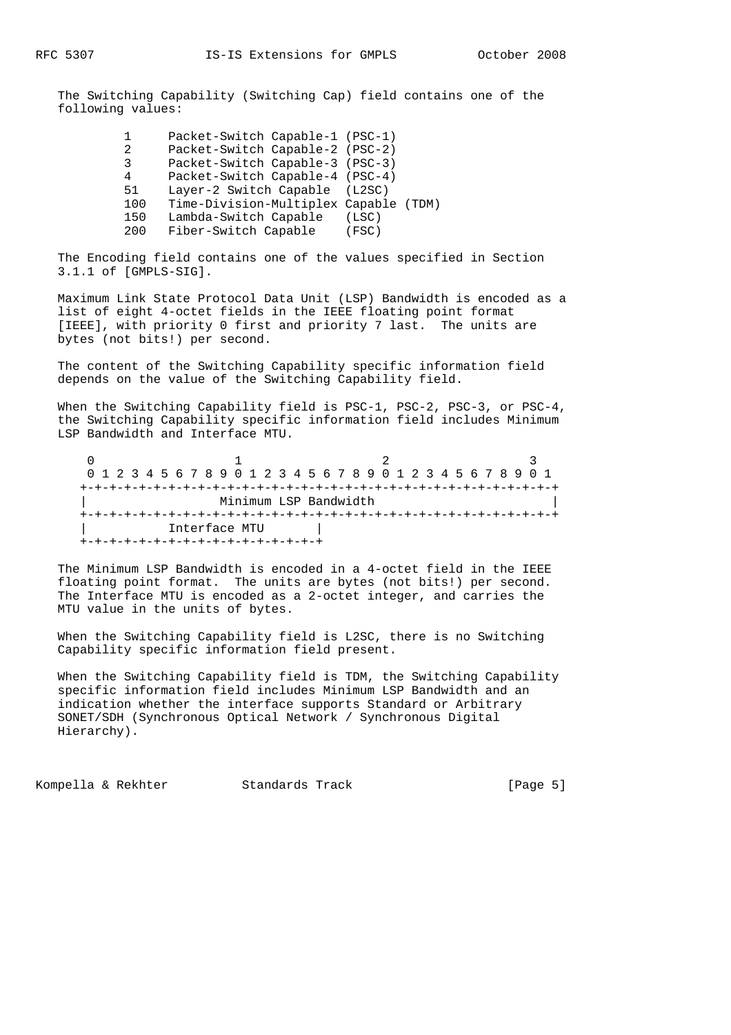The Switching Capability (Switching Cap) field contains one of the following values:

```
 1      Packet-Switch Capable-1 (PSC-1)
 2      Packet-Switch Capable-2 (PSC-2)
 3      Packet-Switch Capable-3 (PSC-3)
 4      Packet-Switch Capable-4 (PSC-4)
 51     Layer-2 Switch Capable  (L2SC)
 100    Time-Division-Multiplex Capable (TDM)
 150    Lambda-Switch Capable   (LSC)
 200    Fiber-Switch Capable    (FSC)
```

The Encoding field contains one of the values specified in Section 3.1.1 of [GMPLS-SIG].

Maximum Link State Protocol Data Unit (LSP) Bandwidth is encoded as a list of eight 4-octet fields in the IEEE floating point format [IEEE], with priority 0 first and priority 7 last. The units are bytes (not bits!) per second.

The content of the Switching Capability specific information field depends on the value of the Switching Capability field.

When the Switching Capability field is PSC-1, PSC-2, PSC-3, or PSC-4, the Switching Capability specific information field includes Minimum LSP Bandwidth and Interface MTU.

```
 0                   1                   2                   3
 0 1 2 3 4 5 6 7 8 9 0 1 2 3 4 5 6 7 8 9 0 1 2 3 4 5 6 7 8 9 0 1
+-+-+-+-+-+-+-+-+-+-+-+-+-+-+-+-+-+-+-+-+-+-+-+-+-+-+-+-+-+-+-+-+
|                  Minimum LSP Bandwidth                        |
+-+-+-+-+-+-+-+-+-+-+-+-+-+-+-+-+-+-+-+-+-+-+-+-+-+-+-+-+-+-+-+-+
|           Interface MTU       |
+-+-+-+-+-+-+-+-+-+-+-+-+-+-+-+-+
```

The Minimum LSP Bandwidth is encoded in a 4-octet field in the IEEE floating point format. The units are bytes (not bits!) per second. The Interface MTU is encoded as a 2-octet integer, and carries the MTU value in the units of bytes.

When the Switching Capability field is L2SC, there is no Switching Capability specific information field present.

When the Switching Capability field is TDM, the Switching Capability specific information field includes Minimum LSP Bandwidth and an indication whether the interface supports Standard or Arbitrary SONET/SDH (Synchronous Optical Network / Synchronous Digital Hierarchy).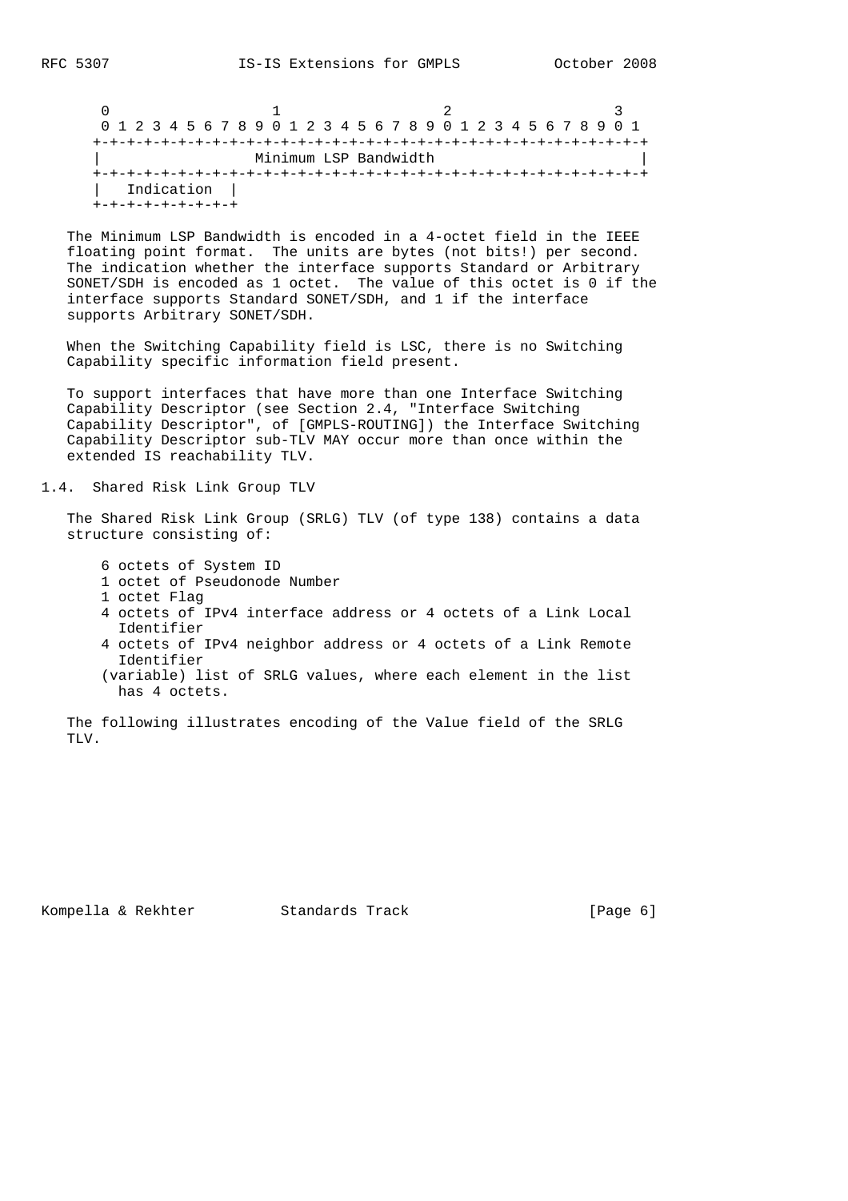```
 0                   1                   2                   3
 0 1 2 3 4 5 6 7 8 9 0 1 2 3 4 5 6 7 8 9 0 1 2 3 4 5 6 7 8 9 0 1
+-+-+-+-+-+-+-+-+-+-+-+-+-+-+-+-+-+-+-+-+-+-+-+-+-+-+-+-+-+-+-+-+
|                  Minimum LSP Bandwidth                        |
+-+-+-+-+-+-+-+-+-+-+-+-+-+-+-+-+-+-+-+-+-+-+-+-+-+-+-+-+-+-+-+-+
|   Indication  |
+-+-+-+-+-+-+-+-+
```

The Minimum LSP Bandwidth is encoded in a 4-octet field in the IEEE floating point format. The units are bytes (not bits!) per second. The indication whether the interface supports Standard or Arbitrary SONET/SDH is encoded as 1 octet. The value of this octet is 0 if the interface supports Standard SONET/SDH, and 1 if the interface supports Arbitrary SONET/SDH.

When the Switching Capability field is LSC, there is no Switching Capability specific information field present.

To support interfaces that have more than one Interface Switching Capability Descriptor (see Section 2.4, "Interface Switching Capability Descriptor", of [GMPLS-ROUTING]) the Interface Switching Capability Descriptor sub-TLV MAY occur more than once within the extended IS reachability TLV.

## 1.4. Shared Risk Link Group TLV

The Shared Risk Link Group (SRLG) TLV (of type 138) contains a data structure consisting of:

- 6 octets of System ID
- 1 octet of Pseudonode Number
- 1 octet Flag
- 4 octets of IPv4 interface address or 4 octets of a Link Local Identifier
- 4 octets of IPv4 neighbor address or 4 octets of a Link Remote Identifier
- (variable) list of SRLG values, where each element in the list has 4 octets.

The following illustrates encoding of the Value field of the SRLG TLV.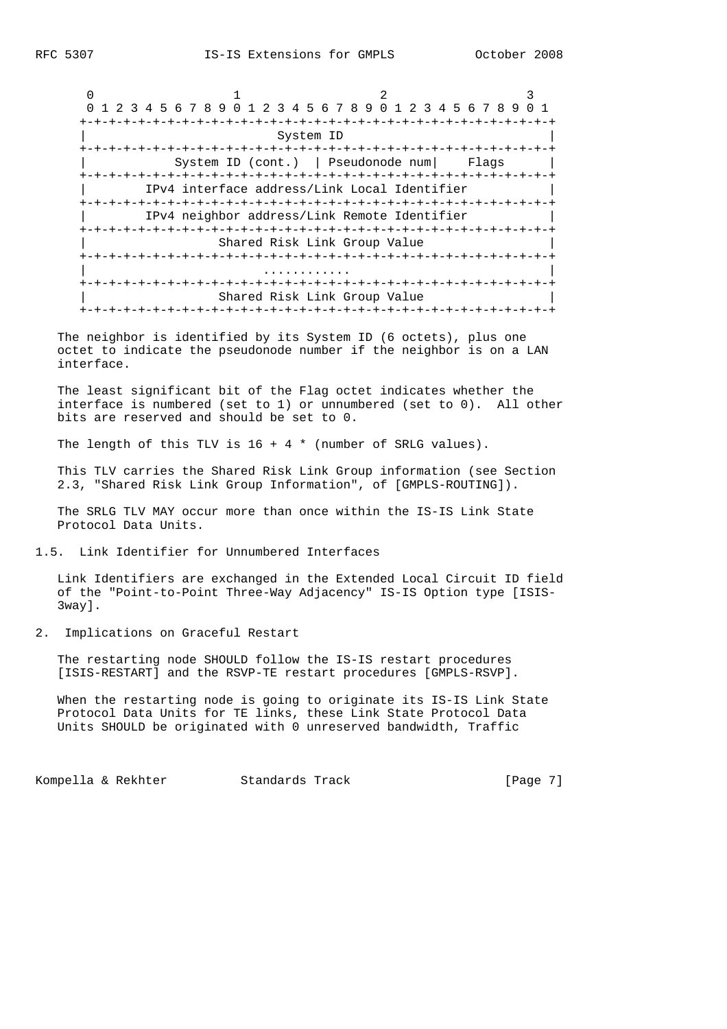```
       0                   1                   2                   3
       0 1 2 3 4 5 6 7 8 9 0 1 2 3 4 5 6 7 8 9 0 1 2 3 4 5 6 7 8 9 0 1
      +-+-+-+-+-+-+-+-+-+-+-+-+-+-+-+-+-+-+-+-+-+-+-+-+-+-+-+-+-+-+-+-+
      |                            System ID                          |
      +-+-+-+-+-+-+-+-+-+-+-+-+-+-+-+-+-+-+-+-+-+-+-+-+-+-+-+-+-+-+-+-+
      |            System ID (cont.)  | Pseudonode num|    Flags      |
      +-+-+-+-+-+-+-+-+-+-+-+-+-+-+-+-+-+-+-+-+-+-+-+-+-+-+-+-+-+-+-+-+
      |        IPv4 interface address/Link Local Identifier           |
      +-+-+-+-+-+-+-+-+-+-+-+-+-+-+-+-+-+-+-+-+-+-+-+-+-+-+-+-+-+-+-+-+
      |        IPv4 neighbor address/Link Remote Identifier           |
      +-+-+-+-+-+-+-+-+-+-+-+-+-+-+-+-+-+-+-+-+-+-+-+-+-+-+-+-+-+-+-+-+
      |                  Shared Risk Link Group Value                 |
      +-+-+-+-+-+-+-+-+-+-+-+-+-+-+-+-+-+-+-+-+-+-+-+-+-+-+-+-+-+-+-+-+
      |                         ............                          |
      +-+-+-+-+-+-+-+-+-+-+-+-+-+-+-+-+-+-+-+-+-+-+-+-+-+-+-+-+-+-+-+-+
      |                  Shared Risk Link Group Value                 |
      +-+-+-+-+-+-+-+-+-+-+-+-+-+-+-+-+-+-+-+-+-+-+-+-+-+-+-+-+-+-+-+-+
```

The neighbor is identified by its System ID (6 octets), plus one octet to indicate the pseudonode number if the neighbor is on a LAN interface.

The least significant bit of the Flag octet indicates whether the interface is numbered (set to 1) or unnumbered (set to 0). All other bits are reserved and should be set to 0.

The length of this TLV is 16 + 4 * (number of SRLG values).

This TLV carries the Shared Risk Link Group information (see Section 2.3, "Shared Risk Link Group Information", of [GMPLS-ROUTING]).

The SRLG TLV MAY occur more than once within the IS-IS Link State Protocol Data Units.

### 1.5. Link Identifier for Unnumbered Interfaces

Link Identifiers are exchanged in the Extended Local Circuit ID field of the "Point-to-Point Three-Way Adjacency" IS-IS Option type [ISIS-3way].

## 2. Implications on Graceful Restart

The restarting node SHOULD follow the IS-IS restart procedures [ISIS-RESTART] and the RSVP-TE restart procedures [GMPLS-RSVP].

When the restarting node is going to originate its IS-IS Link State Protocol Data Units for TE links, these Link State Protocol Data Units SHOULD be originated with 0 unreserved bandwidth, Traffic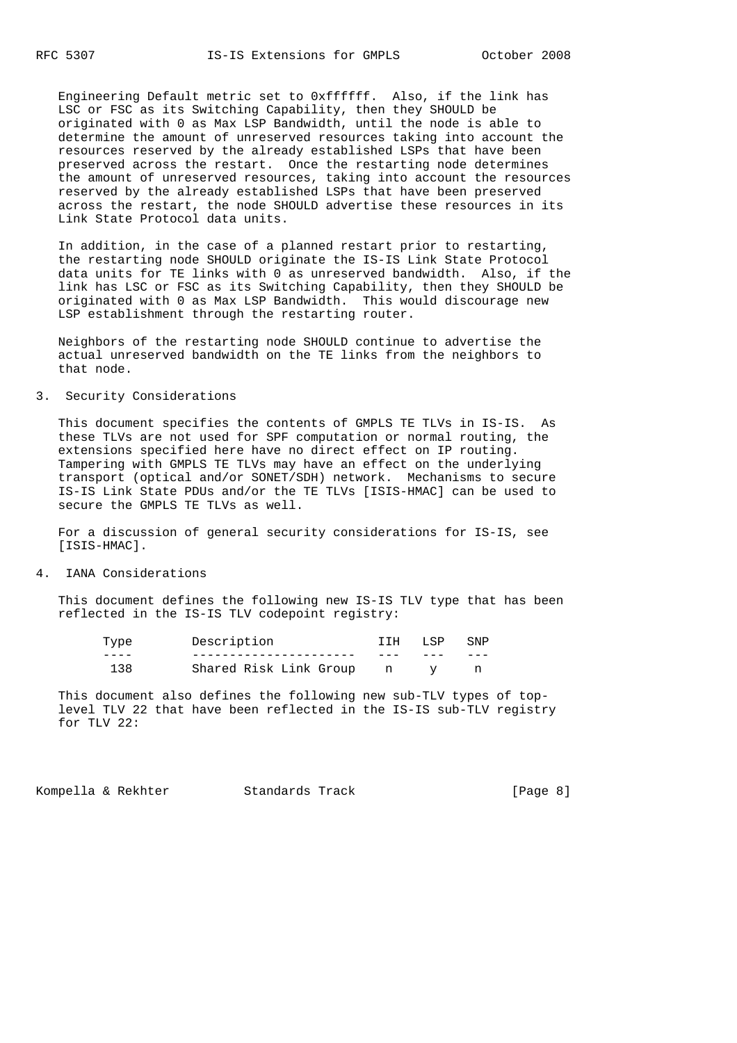Engineering Default metric set to 0xffffff. Also, if the link has LSC or FSC as its Switching Capability, then they SHOULD be originated with 0 as Max LSP Bandwidth, until the node is able to determine the amount of unreserved resources taking into account the resources reserved by the already established LSPs that have been preserved across the restart. Once the restarting node determines the amount of unreserved resources, taking into account the resources reserved by the already established LSPs that have been preserved across the restart, the node SHOULD advertise these resources in its Link State Protocol data units.

In addition, in the case of a planned restart prior to restarting, the restarting node SHOULD originate the IS-IS Link State Protocol data units for TE links with 0 as unreserved bandwidth. Also, if the link has LSC or FSC as its Switching Capability, then they SHOULD be originated with 0 as Max LSP Bandwidth. This would discourage new LSP establishment through the restarting router.

Neighbors of the restarting node SHOULD continue to advertise the actual unreserved bandwidth on the TE links from the neighbors to that node.

## 3. Security Considerations

This document specifies the contents of GMPLS TE TLVs in IS-IS. As these TLVs are not used for SPF computation or normal routing, the extensions specified here have no direct effect on IP routing. Tampering with GMPLS TE TLVs may have an effect on the underlying transport (optical and/or SONET/SDH) network. Mechanisms to secure IS-IS Link State PDUs and/or the TE TLVs [ISIS-HMAC] can be used to secure the GMPLS TE TLVs as well.

For a discussion of general security considerations for IS-IS, see [ISIS-HMAC].

## 4. IANA Considerations

This document defines the following new IS-IS TLV type that has been reflected in the IS-IS TLV codepoint registry:

| Type | Description | IIH | LSP | SNP |
|---|---|---|---|---|
| 138 | Shared Risk Link Group | n | y | n |

This document also defines the following new sub-TLV types of top-level TLV 22 that have been reflected in the IS-IS sub-TLV registry for TLV 22: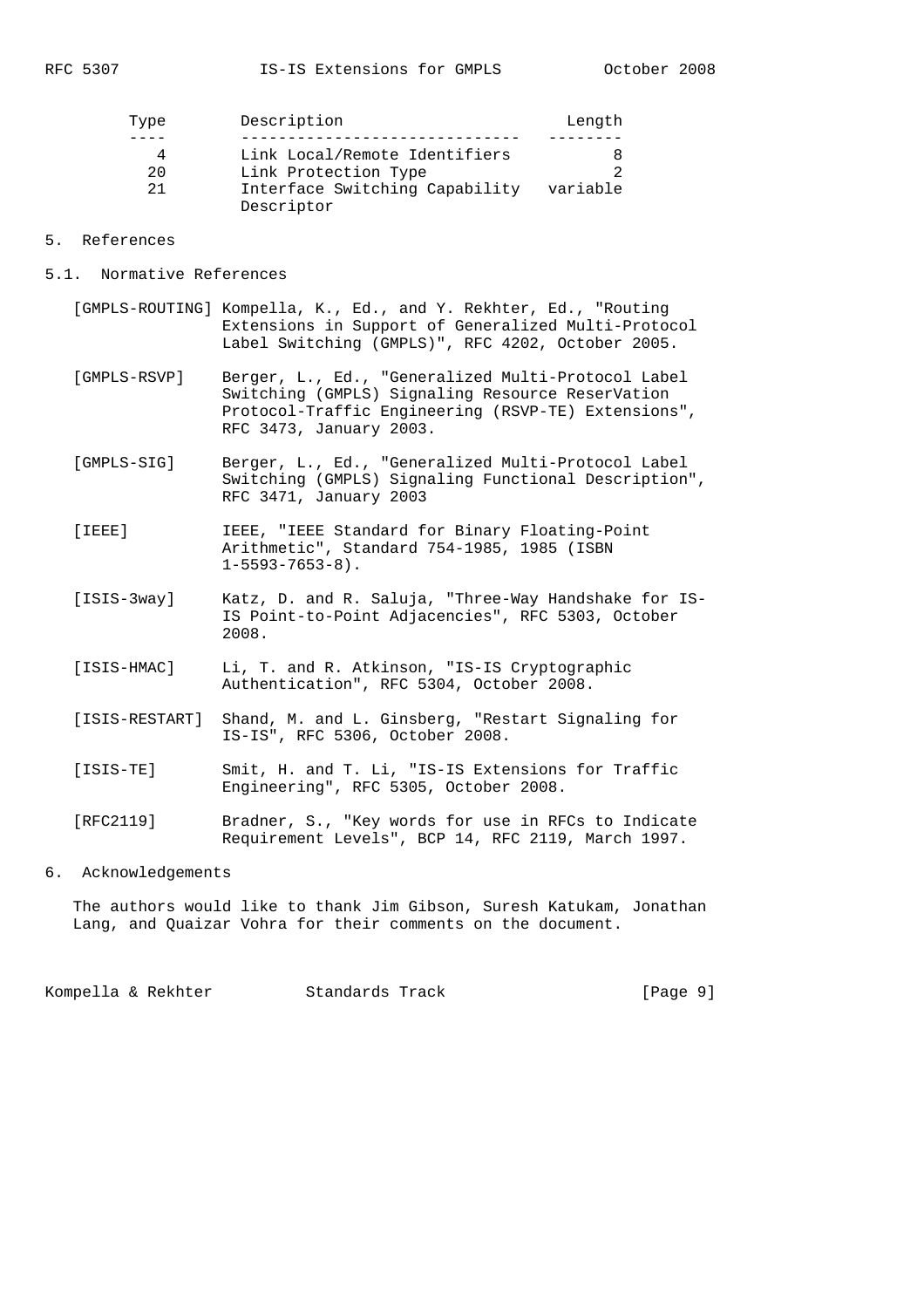| Type | Description | Length |
|---|---|---|
| 4 | Link Local/Remote Identifiers | 8 |
| 20 | Link Protection Type | 2 |
| 21 | Interface Switching Capability Descriptor | variable |

## 5. References

### 5.1. Normative References

[GMPLS-ROUTING] Kompella, K., Ed., and Y. Rekhter, Ed., "Routing Extensions in Support of Generalized Multi-Protocol Label Switching (GMPLS)", RFC 4202, October 2005.

[GMPLS-RSVP] Berger, L., Ed., "Generalized Multi-Protocol Label Switching (GMPLS) Signaling Resource ReserVation Protocol-Traffic Engineering (RSVP-TE) Extensions", RFC 3473, January 2003.

[GMPLS-SIG] Berger, L., Ed., "Generalized Multi-Protocol Label Switching (GMPLS) Signaling Functional Description", RFC 3471, January 2003

[IEEE] IEEE, "IEEE Standard for Binary Floating-Point Arithmetic", Standard 754-1985, 1985 (ISBN 1-5593-7653-8).

[ISIS-3way] Katz, D. and R. Saluja, "Three-Way Handshake for IS-IS Point-to-Point Adjacencies", RFC 5303, October 2008.

[ISIS-HMAC] Li, T. and R. Atkinson, "IS-IS Cryptographic Authentication", RFC 5304, October 2008.

[ISIS-RESTART] Shand, M. and L. Ginsberg, "Restart Signaling for IS-IS", RFC 5306, October 2008.

[ISIS-TE] Smit, H. and T. Li, "IS-IS Extensions for Traffic Engineering", RFC 5305, October 2008.

[RFC2119] Bradner, S., "Key words for use in RFCs to Indicate Requirement Levels", BCP 14, RFC 2119, March 1997.

## 6. Acknowledgements

The authors would like to thank Jim Gibson, Suresh Katukam, Jonathan Lang, and Quaizar Vohra for their comments on the document.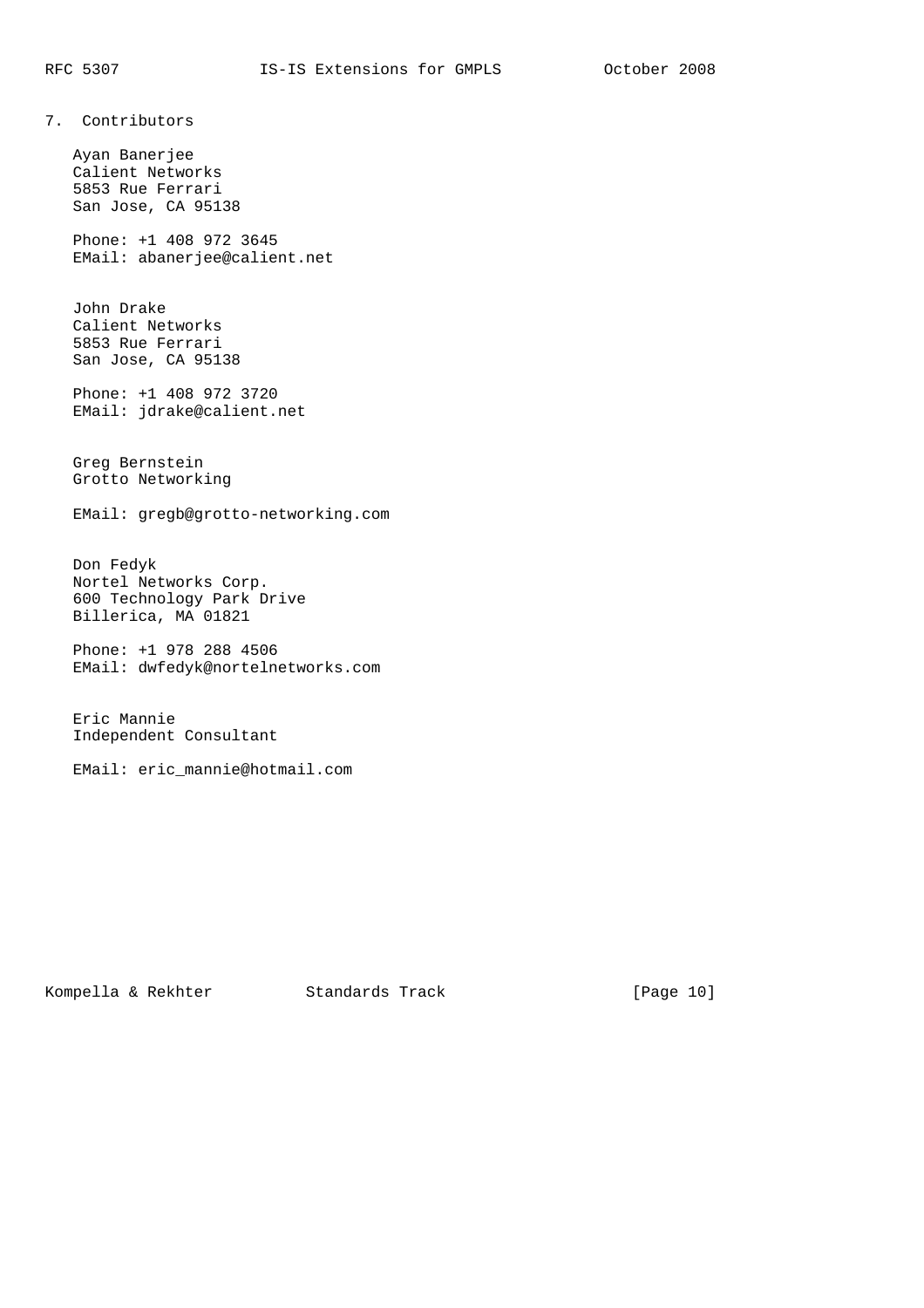## 7. Contributors

Ayan Banerjee
Calient Networks
5853 Rue Ferrari
San Jose, CA 95138

Phone: +1 408 972 3645
EMail: abanerjee@calient.net

John Drake
Calient Networks
5853 Rue Ferrari
San Jose, CA 95138

Phone: +1 408 972 3720
EMail: jdrake@calient.net

Greg Bernstein
Grotto Networking

EMail: gregb@grotto-networking.com

Don Fedyk
Nortel Networks Corp.
600 Technology Park Drive
Billerica, MA 01821

Phone: +1 978 288 4506
EMail: dwfedyk@nortelnetworks.com

Eric Mannie
Independent Consultant

EMail: eric_mannie@hotmail.com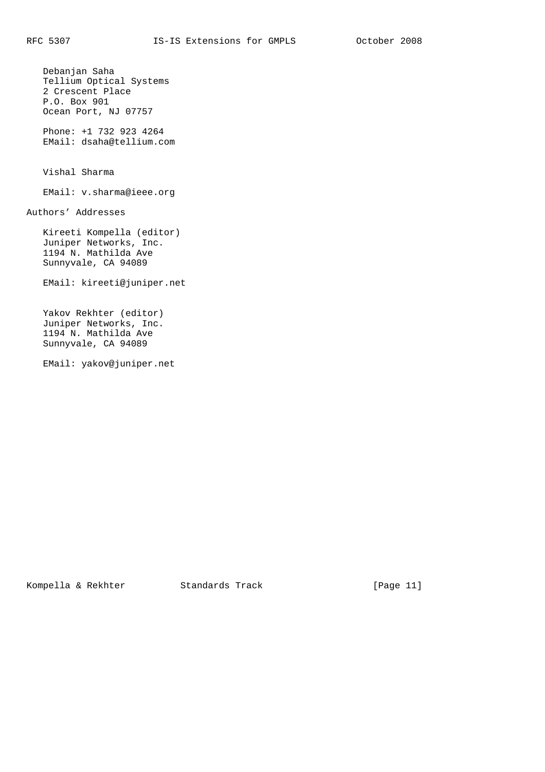Debanjan Saha
Tellium Optical Systems
2 Crescent Place
P.O. Box 901
Ocean Port, NJ 07757

Phone: +1 732 923 4264
EMail: dsaha@tellium.com

Vishal Sharma

EMail: v.sharma@ieee.org

## Authors' Addresses

Kireeti Kompella (editor)
Juniper Networks, Inc.
1194 N. Mathilda Ave
Sunnyvale, CA 94089

EMail: kireeti@juniper.net

Yakov Rekhter (editor)
Juniper Networks, Inc.
1194 N. Mathilda Ave
Sunnyvale, CA 94089

EMail: yakov@juniper.net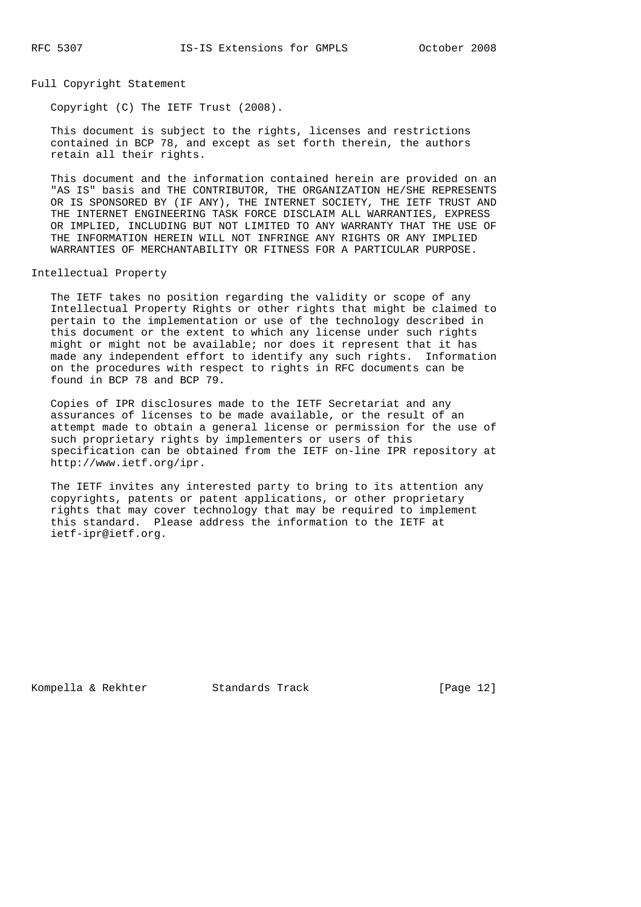## Full Copyright Statement

Copyright (C) The IETF Trust (2008).

This document is subject to the rights, licenses and restrictions contained in BCP 78, and except as set forth therein, the authors retain all their rights.

This document and the information contained herein are provided on an "AS IS" basis and THE CONTRIBUTOR, THE ORGANIZATION HE/SHE REPRESENTS OR IS SPONSORED BY (IF ANY), THE INTERNET SOCIETY, THE IETF TRUST AND THE INTERNET ENGINEERING TASK FORCE DISCLAIM ALL WARRANTIES, EXPRESS OR IMPLIED, INCLUDING BUT NOT LIMITED TO ANY WARRANTY THAT THE USE OF THE INFORMATION HEREIN WILL NOT INFRINGE ANY RIGHTS OR ANY IMPLIED WARRANTIES OF MERCHANTABILITY OR FITNESS FOR A PARTICULAR PURPOSE.

## Intellectual Property

The IETF takes no position regarding the validity or scope of any Intellectual Property Rights or other rights that might be claimed to pertain to the implementation or use of the technology described in this document or the extent to which any license under such rights might or might not be available; nor does it represent that it has made any independent effort to identify any such rights. Information on the procedures with respect to rights in RFC documents can be found in BCP 78 and BCP 79.

Copies of IPR disclosures made to the IETF Secretariat and any assurances of licenses to be made available, or the result of an attempt made to obtain a general license or permission for the use of such proprietary rights by implementers or users of this specification can be obtained from the IETF on-line IPR repository at http://www.ietf.org/ipr.

The IETF invites any interested party to bring to its attention any copyrights, patents or patent applications, or other proprietary rights that may cover technology that may be required to implement this standard. Please address the information to the IETF at ietf-ipr@ietf.org.